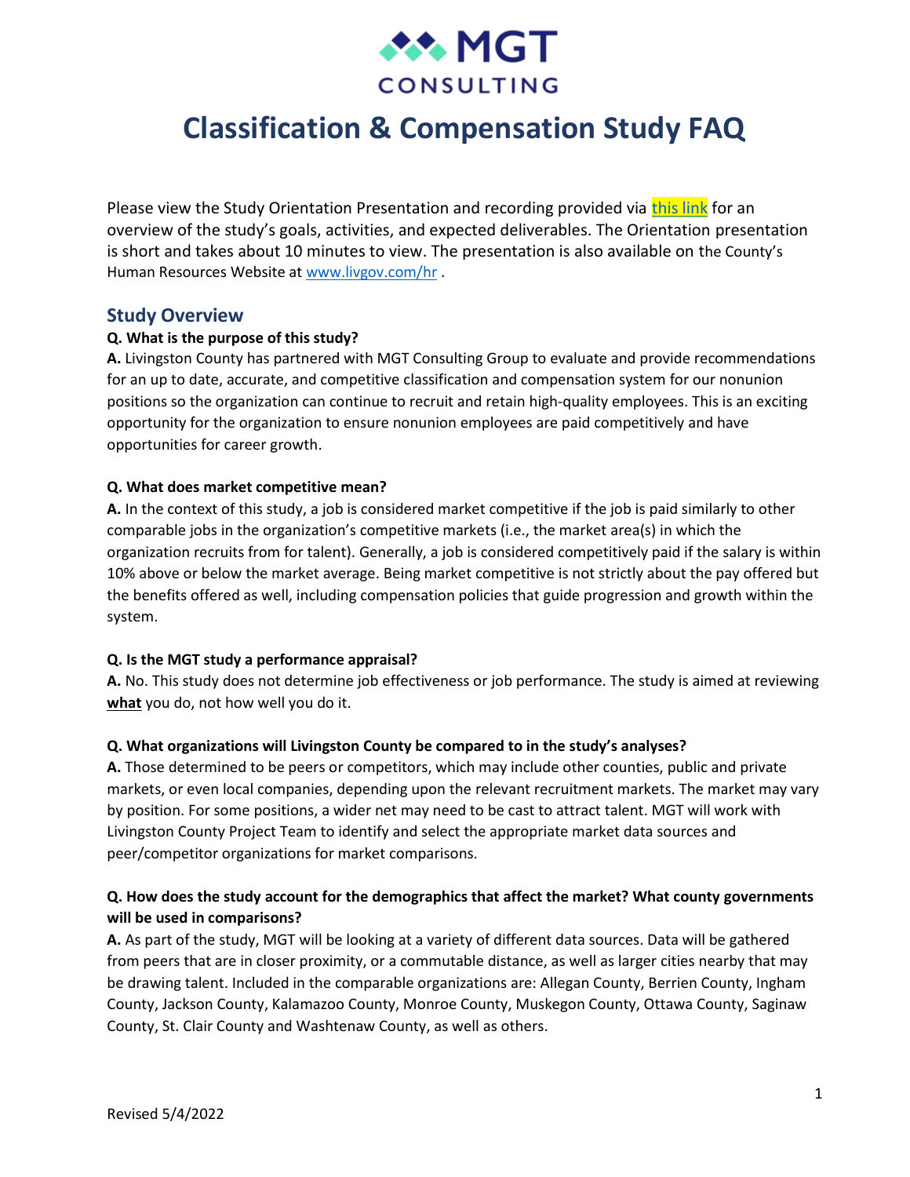MGT CONSULTING

# Classification & Compensation Study FAQ

Please view the Study Orientation Presentation and recording provided via this link for an overview of the study's goals, activities, and expected deliverables. The Orientation presentation is short and takes about 10 minutes to view. The presentation is also available on the County's Human Resources Website at www.livgov.com/hr .

## Study Overview

**Q. What is the purpose of this study?**

**A.** Livingston County has partnered with MGT Consulting Group to evaluate and provide recommendations for an up to date, accurate, and competitive classification and compensation system for our nonunion positions so the organization can continue to recruit and retain high-quality employees. This is an exciting opportunity for the organization to ensure nonunion employees are paid competitively and have opportunities for career growth.

**Q. What does market competitive mean?**

**A.** In the context of this study, a job is considered market competitive if the job is paid similarly to other comparable jobs in the organization's competitive markets (i.e., the market area(s) in which the organization recruits from for talent). Generally, a job is considered competitively paid if the salary is within 10% above or below the market average. Being market competitive is not strictly about the pay offered but the benefits offered as well, including compensation policies that guide progression and growth within the system.

**Q. Is the MGT study a performance appraisal?**

**A.** No. This study does not determine job effectiveness or job performance. The study is aimed at reviewing **what** you do, not how well you do it.

**Q. What organizations will Livingston County be compared to in the study's analyses?**

**A.** Those determined to be peers or competitors, which may include other counties, public and private markets, or even local companies, depending upon the relevant recruitment markets. The market may vary by position. For some positions, a wider net may need to be cast to attract talent. MGT will work with Livingston County Project Team to identify and select the appropriate market data sources and peer/competitor organizations for market comparisons.

**Q. How does the study account for the demographics that affect the market? What county governments will be used in comparisons?**

**A.** As part of the study, MGT will be looking at a variety of different data sources. Data will be gathered from peers that are in closer proximity, or a commutable distance, as well as larger cities nearby that may be drawing talent. Included in the comparable organizations are: Allegan County, Berrien County, Ingham County, Jackson County, Kalamazoo County, Monroe County, Muskegon County, Ottawa County, Saginaw County, St. Clair County and Washtenaw County, as well as others.

Revised 5/4/2022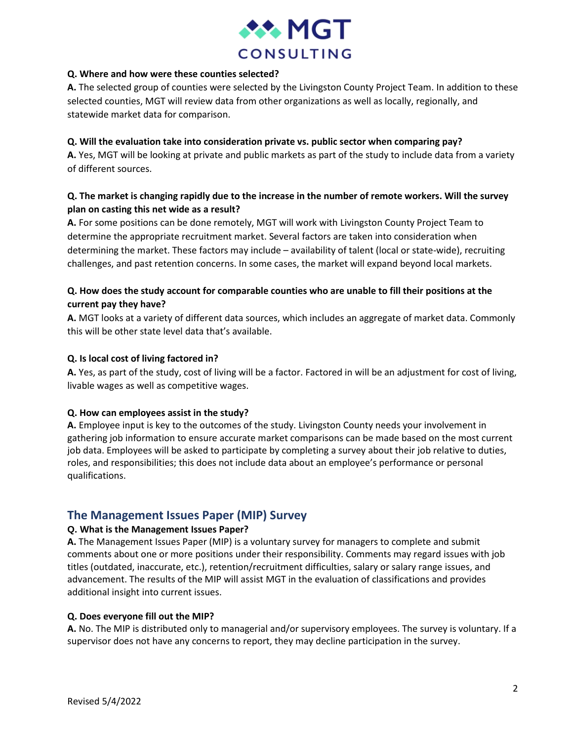**Q. Where and how were these counties selected?**
**A.** The selected group of counties were selected by the Livingston County Project Team. In addition to these selected counties, MGT will review data from other organizations as well as locally, regionally, and statewide market data for comparison.

**Q. Will the evaluation take into consideration private vs. public sector when comparing pay?**
**A.** Yes, MGT will be looking at private and public markets as part of the study to include data from a variety of different sources.

**Q. The market is changing rapidly due to the increase in the number of remote workers. Will the survey plan on casting this net wide as a result?**
**A.** For some positions can be done remotely, MGT will work with Livingston County Project Team to determine the appropriate recruitment market. Several factors are taken into consideration when determining the market. These factors may include – availability of talent (local or state-wide), recruiting challenges, and past retention concerns. In some cases, the market will expand beyond local markets.

**Q. How does the study account for comparable counties who are unable to fill their positions at the current pay they have?**
**A.** MGT looks at a variety of different data sources, which includes an aggregate of market data. Commonly this will be other state level data that's available.

**Q. Is local cost of living factored in?**
**A.** Yes, as part of the study, cost of living will be a factor. Factored in will be an adjustment for cost of living, livable wages as well as competitive wages.

**Q. How can employees assist in the study?**
**A.** Employee input is key to the outcomes of the study. Livingston County needs your involvement in gathering job information to ensure accurate market comparisons can be made based on the most current job data. Employees will be asked to participate by completing a survey about their job relative to duties, roles, and responsibilities; this does not include data about an employee's performance or personal qualifications.

## The Management Issues Paper (MIP) Survey

**Q. What is the Management Issues Paper?**
**A.** The Management Issues Paper (MIP) is a voluntary survey for managers to complete and submit comments about one or more positions under their responsibility. Comments may regard issues with job titles (outdated, inaccurate, etc.), retention/recruitment difficulties, salary or salary range issues, and advancement. The results of the MIP will assist MGT in the evaluation of classifications and provides additional insight into current issues.

**Q. Does everyone fill out the MIP?**
**A.** No. The MIP is distributed only to managerial and/or supervisory employees. The survey is voluntary. If a supervisor does not have any concerns to report, they may decline participation in the survey.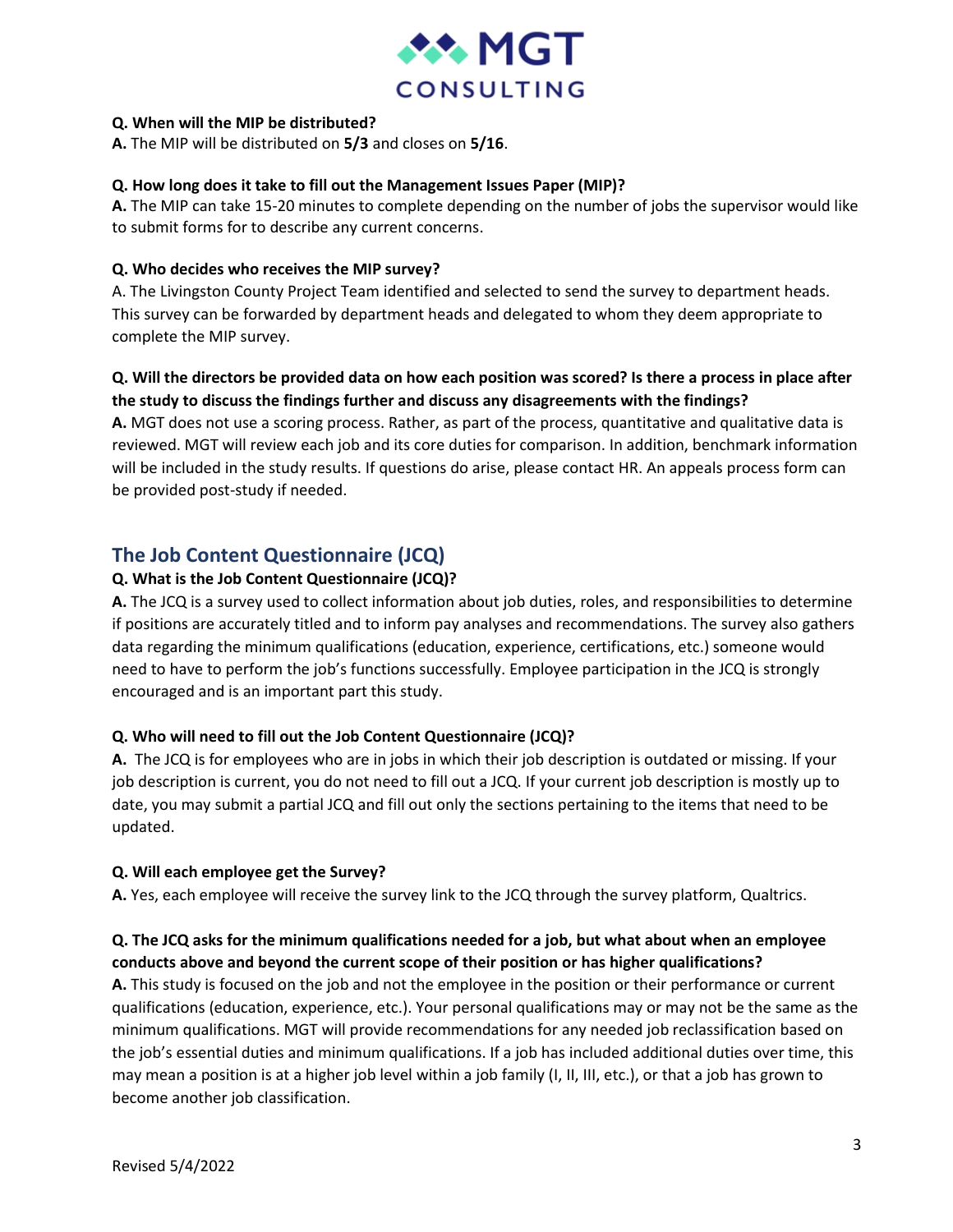**Q. When will the MIP be distributed?**
**A.** The MIP will be distributed on **5/3** and closes on **5/16**.

**Q. How long does it take to fill out the Management Issues Paper (MIP)?**
**A.** The MIP can take 15-20 minutes to complete depending on the number of jobs the supervisor would like to submit forms for to describe any current concerns.

**Q. Who decides who receives the MIP survey?**
A. The Livingston County Project Team identified and selected to send the survey to department heads. This survey can be forwarded by department heads and delegated to whom they deem appropriate to complete the MIP survey.

**Q. Will the directors be provided data on how each position was scored? Is there a process in place after the study to discuss the findings further and discuss any disagreements with the findings?**
**A.** MGT does not use a scoring process. Rather, as part of the process, quantitative and qualitative data is reviewed. MGT will review each job and its core duties for comparison. In addition, benchmark information will be included in the study results. If questions do arise, please contact HR. An appeals process form can be provided post-study if needed.

## The Job Content Questionnaire (JCQ)

**Q. What is the Job Content Questionnaire (JCQ)?**
**A.** The JCQ is a survey used to collect information about job duties, roles, and responsibilities to determine if positions are accurately titled and to inform pay analyses and recommendations. The survey also gathers data regarding the minimum qualifications (education, experience, certifications, etc.) someone would need to have to perform the job's functions successfully. Employee participation in the JCQ is strongly encouraged and is an important part this study.

**Q. Who will need to fill out the Job Content Questionnaire (JCQ)?**
**A.** The JCQ is for employees who are in jobs in which their job description is outdated or missing. If your job description is current, you do not need to fill out a JCQ. If your current job description is mostly up to date, you may submit a partial JCQ and fill out only the sections pertaining to the items that need to be updated.

**Q. Will each employee get the Survey?**
**A.** Yes, each employee will receive the survey link to the JCQ through the survey platform, Qualtrics.

**Q. The JCQ asks for the minimum qualifications needed for a job, but what about when an employee conducts above and beyond the current scope of their position or has higher qualifications?**
**A.** This study is focused on the job and not the employee in the position or their performance or current qualifications (education, experience, etc.). Your personal qualifications may or may not be the same as the minimum qualifications. MGT will provide recommendations for any needed job reclassification based on the job's essential duties and minimum qualifications. If a job has included additional duties over time, this may mean a position is at a higher job level within a job family (I, II, III, etc.), or that a job has grown to become another job classification.

Revised 5/4/2022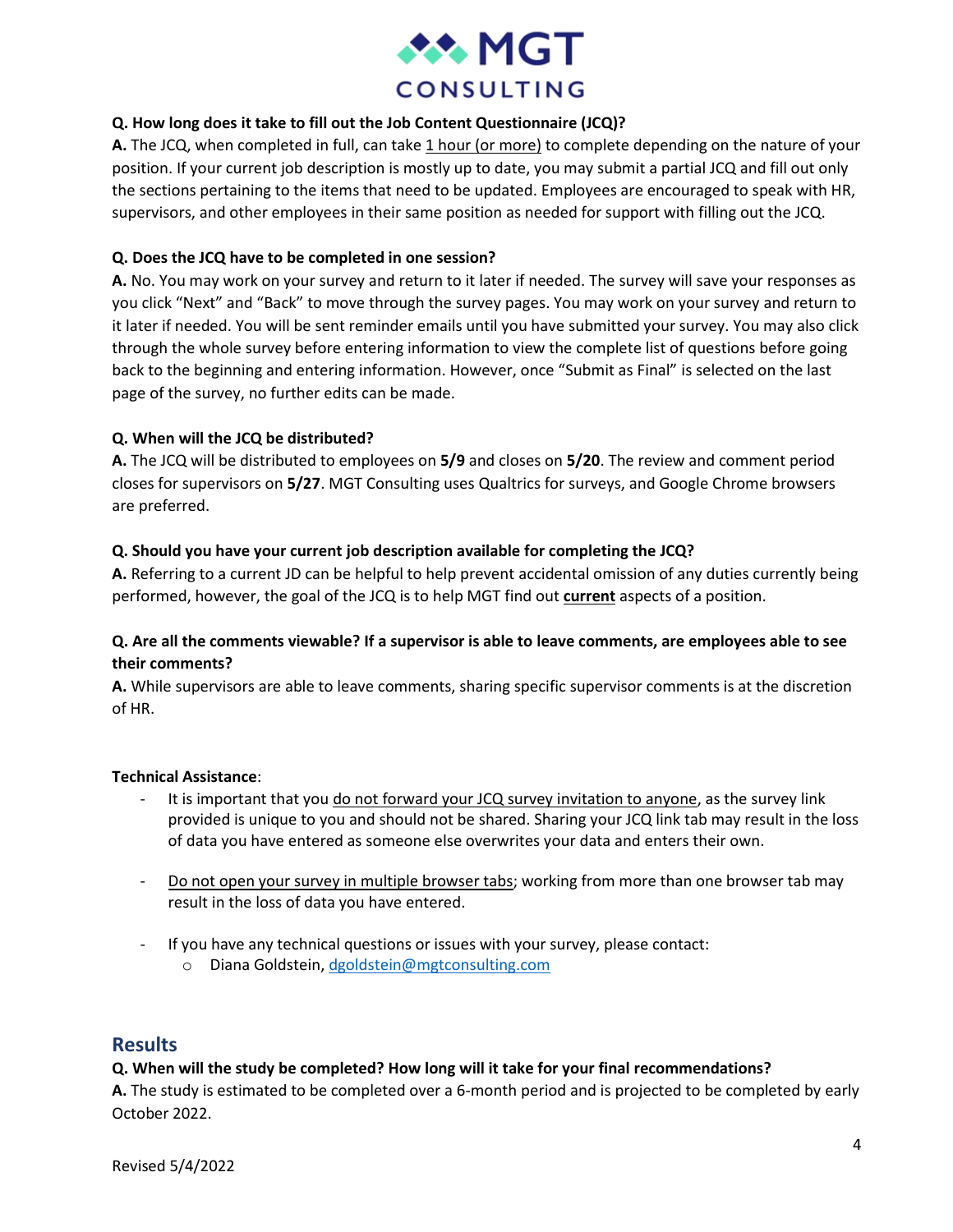**Q. How long does it take to fill out the Job Content Questionnaire (JCQ)?**
**A.** The JCQ, when completed in full, can take 1 hour (or more) to complete depending on the nature of your position. If your current job description is mostly up to date, you may submit a partial JCQ and fill out only the sections pertaining to the items that need to be updated. Employees are encouraged to speak with HR, supervisors, and other employees in their same position as needed for support with filling out the JCQ.

**Q. Does the JCQ have to be completed in one session?**
**A.** No. You may work on your survey and return to it later if needed. The survey will save your responses as you click "Next" and "Back" to move through the survey pages. You may work on your survey and return to it later if needed. You will be sent reminder emails until you have submitted your survey. You may also click through the whole survey before entering information to view the complete list of questions before going back to the beginning and entering information. However, once "Submit as Final" is selected on the last page of the survey, no further edits can be made.

**Q. When will the JCQ be distributed?**
**A.** The JCQ will be distributed to employees on **5/9** and closes on **5/20**. The review and comment period closes for supervisors on **5/27**. MGT Consulting uses Qualtrics for surveys, and Google Chrome browsers are preferred.

**Q. Should you have your current job description available for completing the JCQ?**
**A.** Referring to a current JD can be helpful to help prevent accidental omission of any duties currently being performed, however, the goal of the JCQ is to help MGT find out **current** aspects of a position.

**Q. Are all the comments viewable? If a supervisor is able to leave comments, are employees able to see their comments?**
**A.** While supervisors are able to leave comments, sharing specific supervisor comments is at the discretion of HR.

**Technical Assistance**:

- It is important that you do not forward your JCQ survey invitation to anyone, as the survey link provided is unique to you and should not be shared. Sharing your JCQ link tab may result in the loss of data you have entered as someone else overwrites your data and enters their own.
- Do not open your survey in multiple browser tabs; working from more than one browser tab may result in the loss of data you have entered.
- If you have any technical questions or issues with your survey, please contact:
  - Diana Goldstein, dgoldstein@mgtconsulting.com

## Results

**Q. When will the study be completed? How long will it take for your final recommendations?**
**A.** The study is estimated to be completed over a 6-month period and is projected to be completed by early October 2022.

Revised 5/4/2022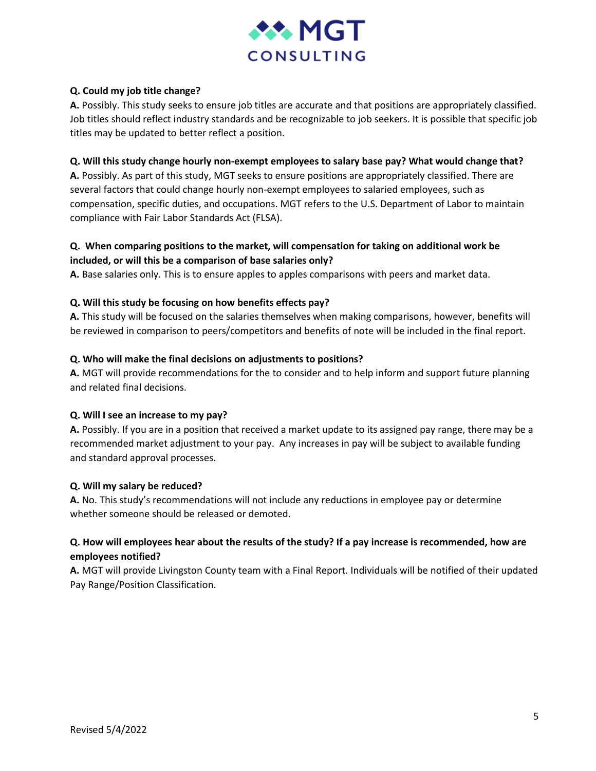**Q. Could my job title change?**

**A.** Possibly. This study seeks to ensure job titles are accurate and that positions are appropriately classified. Job titles should reflect industry standards and be recognizable to job seekers. It is possible that specific job titles may be updated to better reflect a position.

**Q. Will this study change hourly non-exempt employees to salary base pay? What would change that?**

**A.** Possibly. As part of this study, MGT seeks to ensure positions are appropriately classified. There are several factors that could change hourly non-exempt employees to salaried employees, such as compensation, specific duties, and occupations. MGT refers to the U.S. Department of Labor to maintain compliance with Fair Labor Standards Act (FLSA).

**Q. When comparing positions to the market, will compensation for taking on additional work be included, or will this be a comparison of base salaries only?**

**A.** Base salaries only. This is to ensure apples to apples comparisons with peers and market data.

**Q. Will this study be focusing on how benefits effects pay?**

**A.** This study will be focused on the salaries themselves when making comparisons, however, benefits will be reviewed in comparison to peers/competitors and benefits of note will be included in the final report.

**Q. Who will make the final decisions on adjustments to positions?**

**A.** MGT will provide recommendations for the to consider and to help inform and support future planning and related final decisions.

**Q. Will I see an increase to my pay?**

**A.** Possibly. If you are in a position that received a market update to its assigned pay range, there may be a recommended market adjustment to your pay. Any increases in pay will be subject to available funding and standard approval processes.

**Q. Will my salary be reduced?**

**A.** No. This study's recommendations will not include any reductions in employee pay or determine whether someone should be released or demoted.

**Q. How will employees hear about the results of the study? If a pay increase is recommended, how are employees notified?**

**A.** MGT will provide Livingston County team with a Final Report. Individuals will be notified of their updated Pay Range/Position Classification.

Revised 5/4/2022